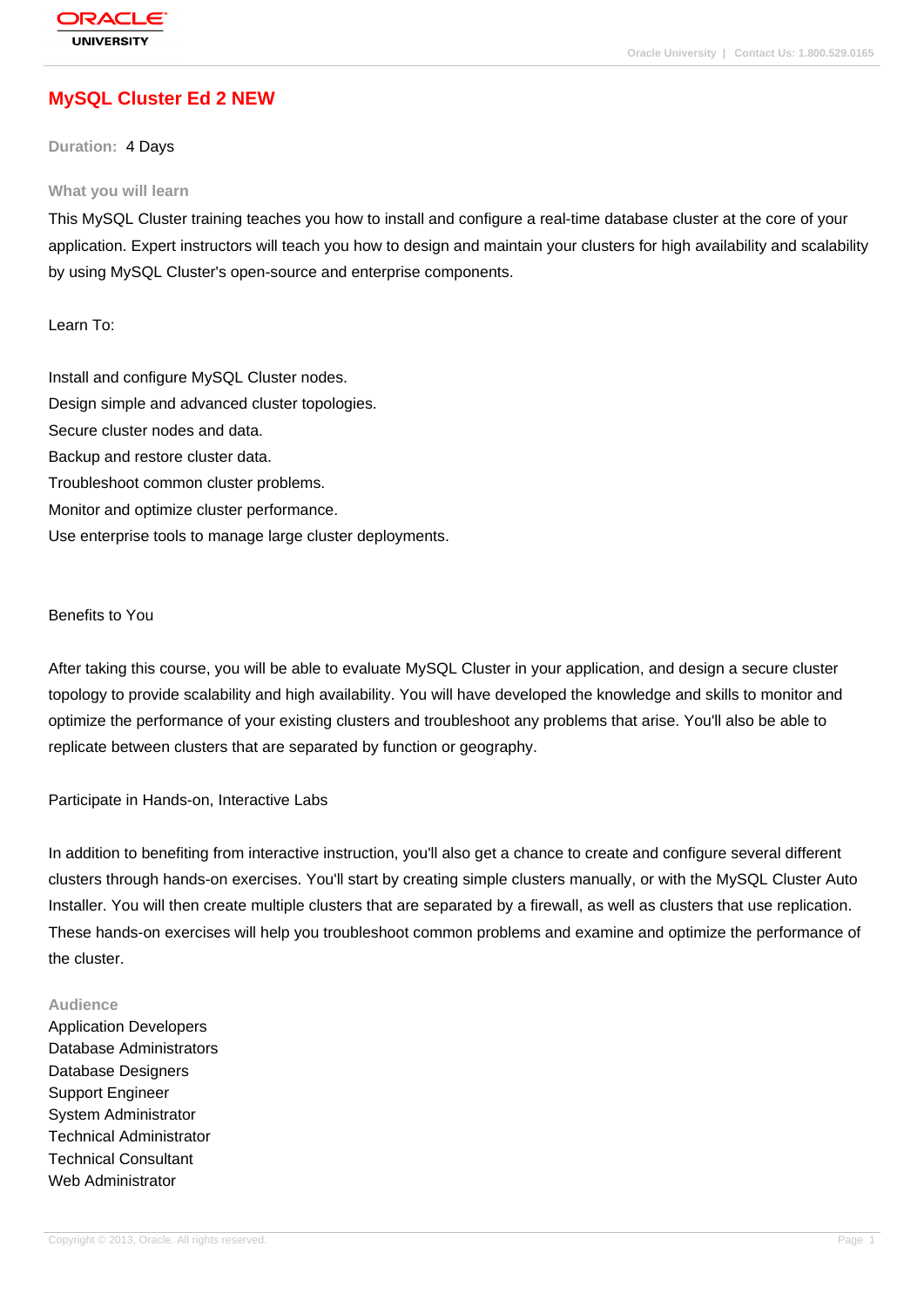# MySQL Cluster Ed 2 NEW

**Duration:** 4 Days

## What you will learn

This MySQL Cluster training teaches you how to install and configure a real-time database cluster at the core of your application. Expert instructors will teach you how to design and maintain your clusters for high availability and scalability by using MySQL Cluster's open-source and enterprise components.

Learn To:

Install and configure MySQL Cluster nodes.
Design simple and advanced cluster topologies.
Secure cluster nodes and data.
Backup and restore cluster data.
Troubleshoot common cluster problems.
Monitor and optimize cluster performance.
Use enterprise tools to manage large cluster deployments.

Benefits to You

After taking this course, you will be able to evaluate MySQL Cluster in your application, and design a secure cluster topology to provide scalability and high availability. You will have developed the knowledge and skills to monitor and optimize the performance of your existing clusters and troubleshoot any problems that arise. You'll also be able to replicate between clusters that are separated by function or geography.

Participate in Hands-on, Interactive Labs

In addition to benefiting from interactive instruction, you'll also get a chance to create and configure several different clusters through hands-on exercises. You'll start by creating simple clusters manually, or with the MySQL Cluster Auto Installer. You will then create multiple clusters that are separated by a firewall, as well as clusters that use replication. These hands-on exercises will help you troubleshoot common problems and examine and optimize the performance of the cluster.

## Audience

Application Developers
Database Administrators
Database Designers
Support Engineer
System Administrator
Technical Administrator
Technical Consultant
Web Administrator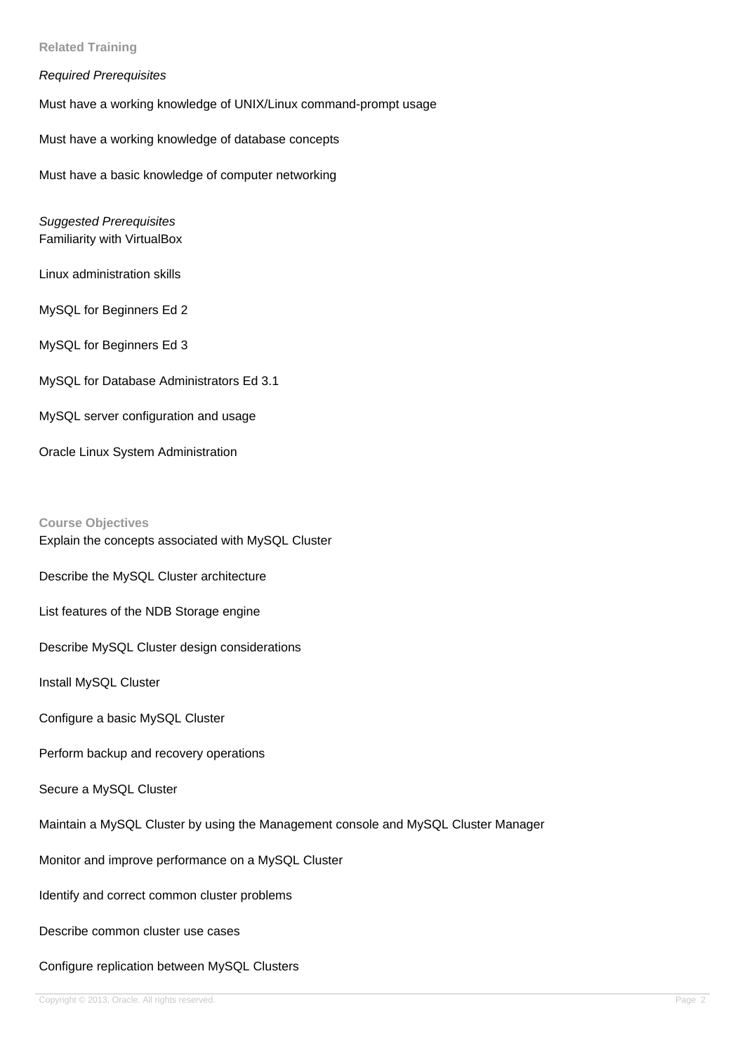## Related Training

*Required Prerequisites*

Must have a working knowledge of UNIX/Linux command-prompt usage

Must have a working knowledge of database concepts

Must have a basic knowledge of computer networking

*Suggested Prerequisites*

Familiarity with VirtualBox

Linux administration skills

MySQL for Beginners Ed 2

MySQL for Beginners Ed 3

MySQL for Database Administrators Ed 3.1

MySQL server configuration and usage

Oracle Linux System Administration

## Course Objectives

Explain the concepts associated with MySQL Cluster

Describe the MySQL Cluster architecture

List features of the NDB Storage engine

Describe MySQL Cluster design considerations

Install MySQL Cluster

Configure a basic MySQL Cluster

Perform backup and recovery operations

Secure a MySQL Cluster

Maintain a MySQL Cluster by using the Management console and MySQL Cluster Manager

Monitor and improve performance on a MySQL Cluster

Identify and correct common cluster problems

Describe common cluster use cases

Configure replication between MySQL Clusters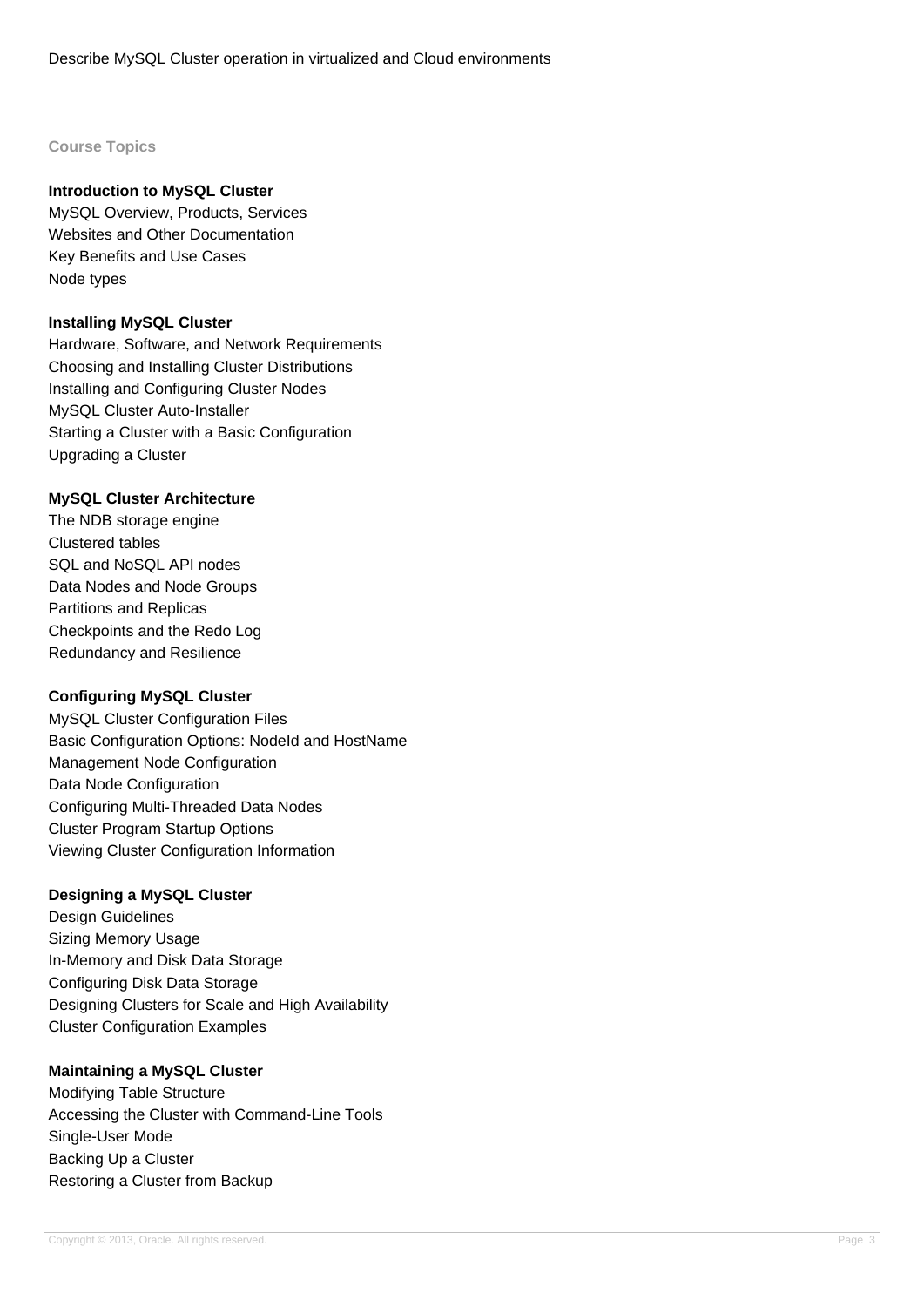Describe MySQL Cluster operation in virtualized and Cloud environments

## Course Topics

### Introduction to MySQL Cluster

MySQL Overview, Products, Services
Websites and Other Documentation
Key Benefits and Use Cases
Node types

### Installing MySQL Cluster

Hardware, Software, and Network Requirements
Choosing and Installing Cluster Distributions
Installing and Configuring Cluster Nodes
MySQL Cluster Auto-Installer
Starting a Cluster with a Basic Configuration
Upgrading a Cluster

### MySQL Cluster Architecture

The NDB storage engine
Clustered tables
SQL and NoSQL API nodes
Data Nodes and Node Groups
Partitions and Replicas
Checkpoints and the Redo Log
Redundancy and Resilience

### Configuring MySQL Cluster

MySQL Cluster Configuration Files
Basic Configuration Options: NodeId and HostName
Management Node Configuration
Data Node Configuration
Configuring Multi-Threaded Data Nodes
Cluster Program Startup Options
Viewing Cluster Configuration Information

### Designing a MySQL Cluster

Design Guidelines
Sizing Memory Usage
In-Memory and Disk Data Storage
Configuring Disk Data Storage
Designing Clusters for Scale and High Availability
Cluster Configuration Examples

### Maintaining a MySQL Cluster

Modifying Table Structure
Accessing the Cluster with Command-Line Tools
Single-User Mode
Backing Up a Cluster
Restoring a Cluster from Backup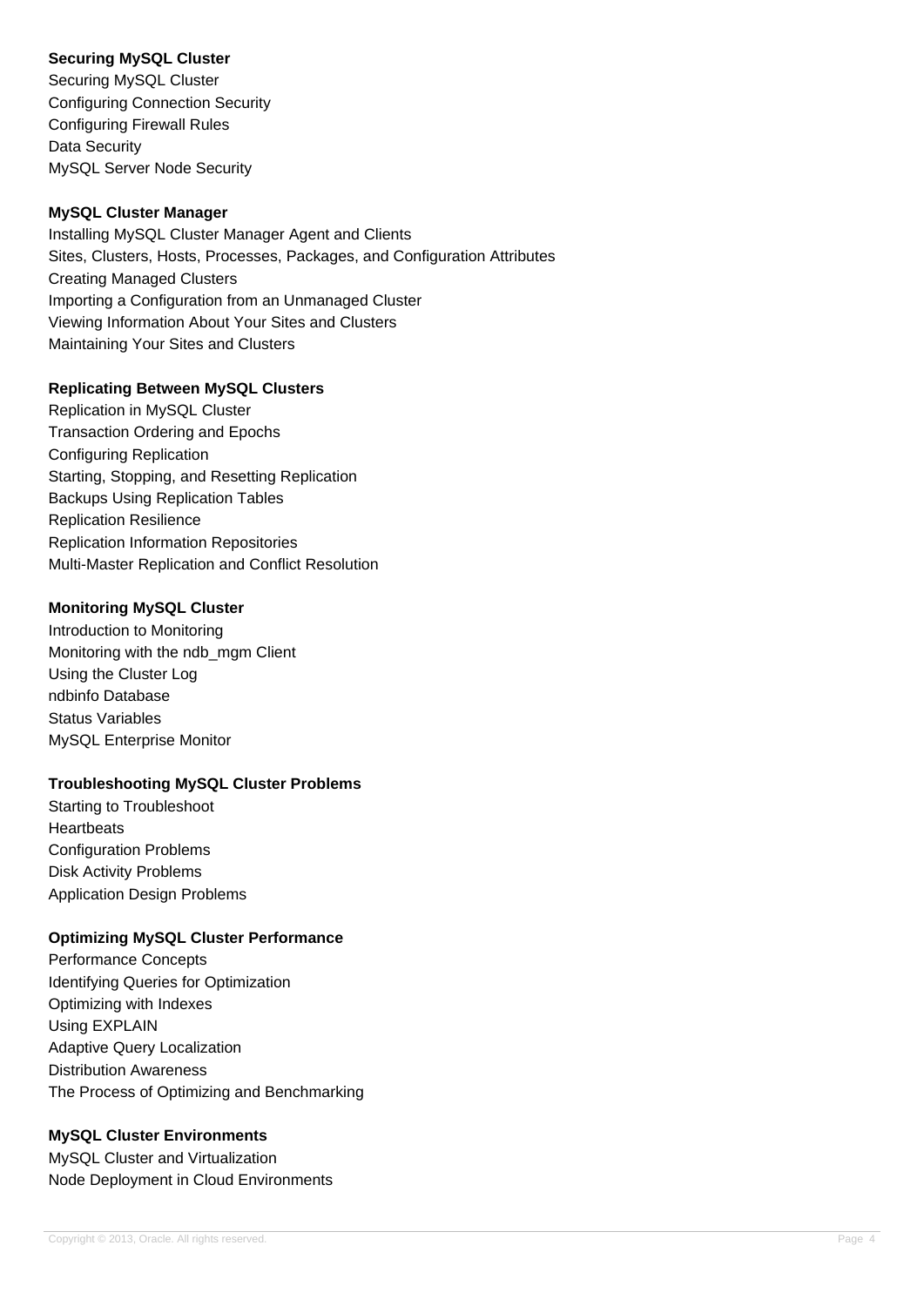**Securing MySQL Cluster**

Securing MySQL Cluster
Configuring Connection Security
Configuring Firewall Rules
Data Security
MySQL Server Node Security

**MySQL Cluster Manager**

Installing MySQL Cluster Manager Agent and Clients
Sites, Clusters, Hosts, Processes, Packages, and Configuration Attributes
Creating Managed Clusters
Importing a Configuration from an Unmanaged Cluster
Viewing Information About Your Sites and Clusters
Maintaining Your Sites and Clusters

**Replicating Between MySQL Clusters**

Replication in MySQL Cluster
Transaction Ordering and Epochs
Configuring Replication
Starting, Stopping, and Resetting Replication
Backups Using Replication Tables
Replication Resilience
Replication Information Repositories
Multi-Master Replication and Conflict Resolution

**Monitoring MySQL Cluster**

Introduction to Monitoring
Monitoring with the ndb_mgm Client
Using the Cluster Log
ndbinfo Database
Status Variables
MySQL Enterprise Monitor

**Troubleshooting MySQL Cluster Problems**

Starting to Troubleshoot
Heartbeats
Configuration Problems
Disk Activity Problems
Application Design Problems

**Optimizing MySQL Cluster Performance**

Performance Concepts
Identifying Queries for Optimization
Optimizing with Indexes
Using EXPLAIN
Adaptive Query Localization
Distribution Awareness
The Process of Optimizing and Benchmarking

**MySQL Cluster Environments**

MySQL Cluster and Virtualization
Node Deployment in Cloud Environments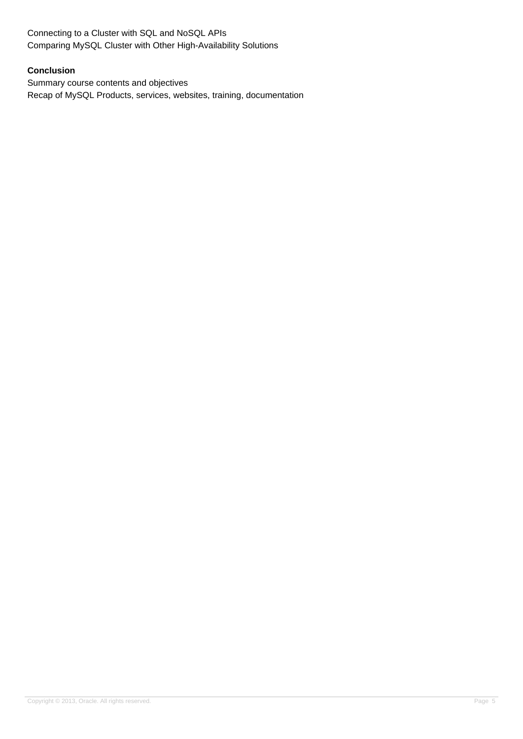Connecting to a Cluster with SQL and NoSQL APIs
Comparing MySQL Cluster with Other High-Availability Solutions

**Conclusion**

Summary course contents and objectives
Recap of MySQL Products, services, websites, training, documentation